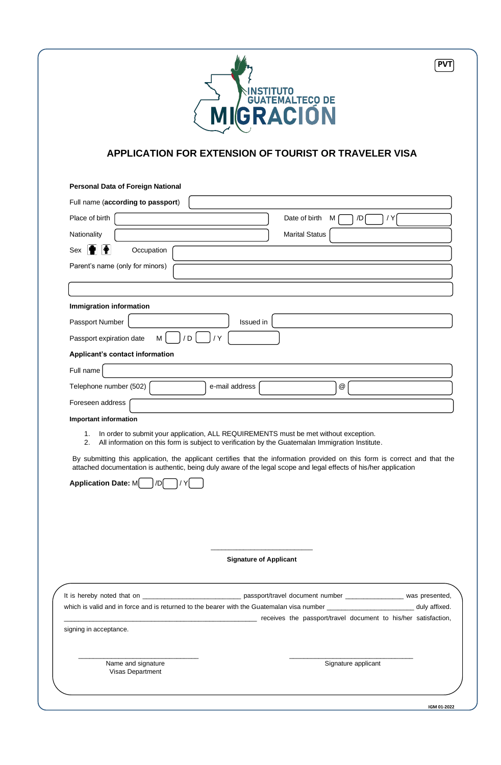PVT

INSTITUTO GUATEMALTECO DE MIGRACIÓN

# APPLICATION FOR EXTENSION OF TOURIST OR TRAVELER VISA

**Personal Data of Foreign National**

Full name (**according to passport**)

Place of birth | Date of birth M /D / Y

Nationality | Marital Status

Sex | Occupation

Parent's name (only for minors)

**Immigration information**

Passport Number | Issued in

Passport expiration date M / D / Y

**Applicant's contact information**

Full name

Telephone number (502) | e-mail address @

Foreseen address

**Important information**

1. In order to submit your application, ALL REQUIREMENTS must be met without exception.
2. All information on this form is subject to verification by the Guatemalan Immigration Institute.

By submitting this application, the applicant certifies that the information provided on this form is correct and that the attached documentation is authentic, being duly aware of the legal scope and legal effects of his/her application

**Application Date:** M /D / Y

\_\_\_\_\_\_\_\_\_\_\_\_\_\_\_\_\_\_\_\_\_\_\_\_\_\_\_\_

**Signature of Applicant**

It is hereby noted that on \_\_\_\_\_\_\_\_\_\_\_\_\_\_\_\_\_\_\_\_\_\_\_\_\_\_ passport/travel document number \_\_\_\_\_\_\_\_\_\_\_\_\_\_\_ was presented, which is valid and in force and is returned to the bearer with the Guatemalan visa number \_\_\_\_\_\_\_\_\_\_\_\_\_\_\_\_\_\_\_\_\_\_\_ duly affixed. \_\_\_\_\_\_\_\_\_\_\_\_\_\_\_\_\_\_\_\_\_\_\_\_\_\_\_\_\_\_\_\_\_\_\_\_\_\_\_\_\_\_\_\_\_\_\_\_\_\_ receives the passport/travel document to his/her satisfaction, signing in acceptance.

\_\_\_\_\_\_\_\_\_\_\_\_\_\_\_\_\_\_\_\_\_\_\_\_\_\_\_\_\_\_\_\_
Name and signature
Visas Department

\_\_\_\_\_\_\_\_\_\_\_\_\_\_\_\_\_\_\_\_\_\_\_\_\_\_\_\_\_\_\_\_
Signature applicant

IGM 01-2022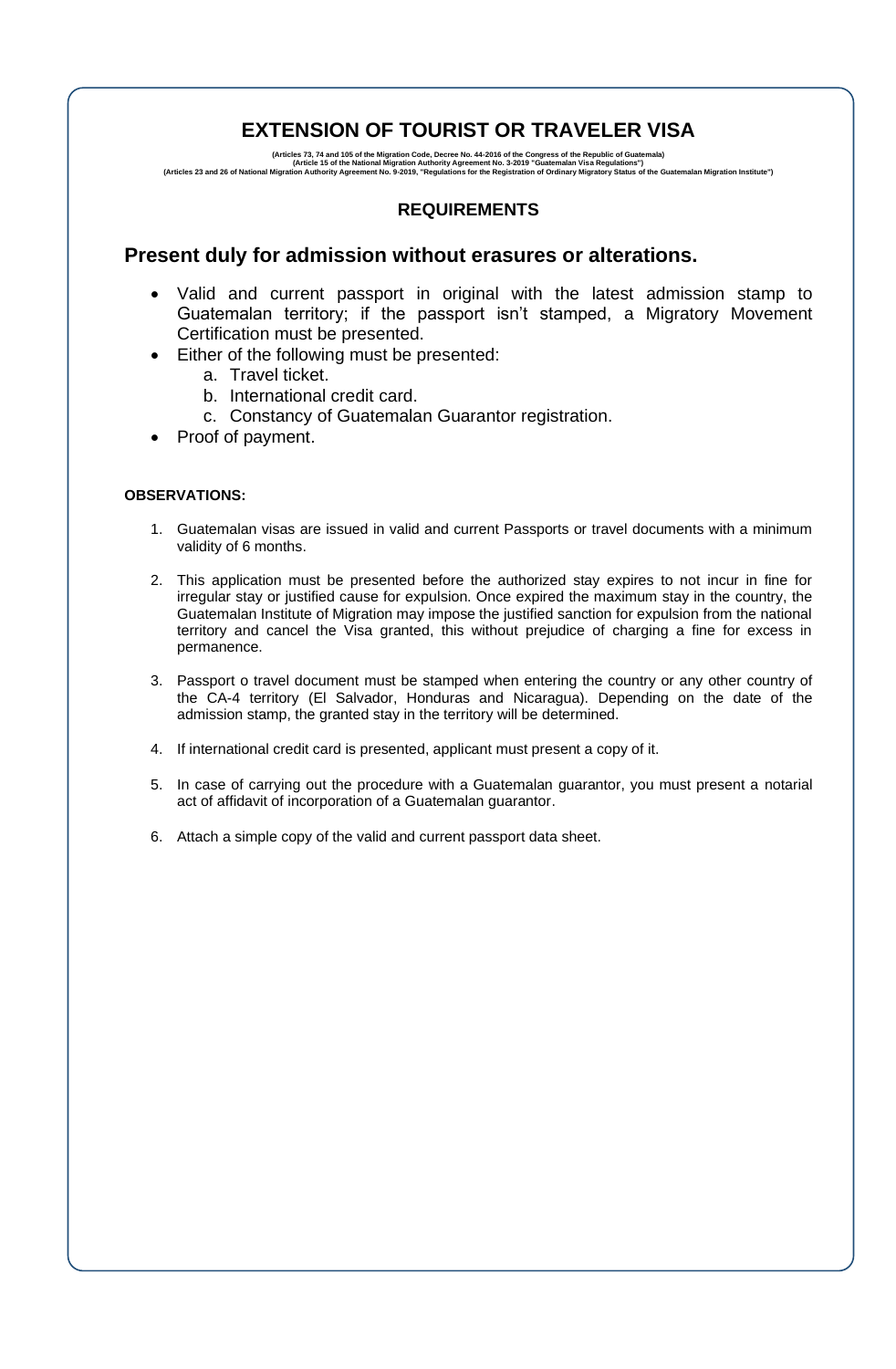# EXTENSION OF TOURIST OR TRAVELER VISA

(Articles 73, 74 and 105 of the Migration Code, Decree No. 44-2016 of the Congress of the Republic of Guatemala)
(Article 15 of the National Migration Authority Agreement No. 3-2019 "Guatemalan Visa Regulations")
(Articles 23 and 26 of National Migration Authority Agreement No. 9-2019, "Regulations for the Registration of Ordinary Migratory Status of the Guatemalan Migration Institute")

## REQUIREMENTS

## Present duly for admission without erasures or alterations.

- Valid and current passport in original with the latest admission stamp to Guatemalan territory; if the passport isn't stamped, a Migratory Movement Certification must be presented.
- Either of the following must be presented:
  a. Travel ticket.
  b. International credit card.
  c. Constancy of Guatemalan Guarantor registration.
- Proof of payment.

**OBSERVATIONS:**

1. Guatemalan visas are issued in valid and current Passports or travel documents with a minimum validity of 6 months.
2. This application must be presented before the authorized stay expires to not incur in fine for irregular stay or justified cause for expulsion. Once expired the maximum stay in the country, the Guatemalan Institute of Migration may impose the justified sanction for expulsion from the national territory and cancel the Visa granted, this without prejudice of charging a fine for excess in permanence.
3. Passport o travel document must be stamped when entering the country or any other country of the CA-4 territory (El Salvador, Honduras and Nicaragua). Depending on the date of the admission stamp, the granted stay in the territory will be determined.
4. If international credit card is presented, applicant must present a copy of it.
5. In case of carrying out the procedure with a Guatemalan guarantor, you must present a notarial act of affidavit of incorporation of a Guatemalan guarantor.
6. Attach a simple copy of the valid and current passport data sheet.